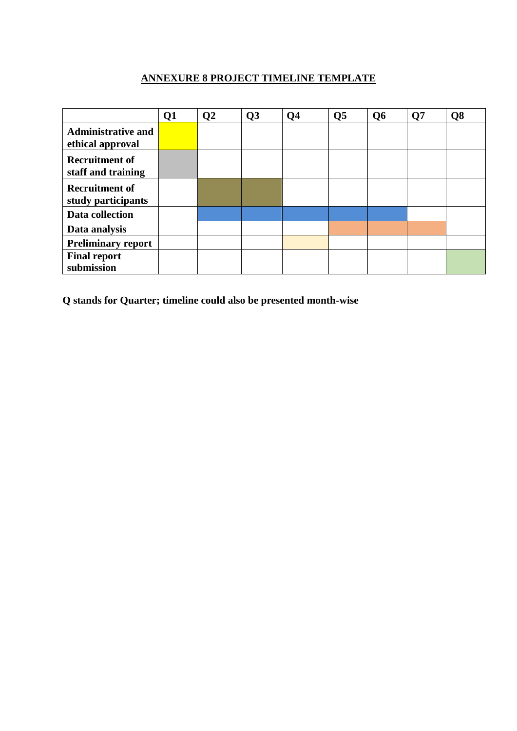## ANNEXURE 8 PROJECT TIMELINE TEMPLATE

(Shaded cells in the original chart are shown here as ■.)

| | Q1 | Q2 | Q3 | Q4 | Q5 | Q6 | Q7 | Q8 |
|---|---|---|---|---|---|---|---|---|
| **Administrative and ethical approval** | ■ | | | | | | | |
| **Recruitment of staff and training** | ■ | | | | | | | |
| **Recruitment of study participants** | | ■ | ■ | | | | | |
| **Data collection** | | ■ | ■ | ■ | ■ | ■ | | |
| **Data analysis** | | | | | ■ | ■ | ■ | |
| **Preliminary report** | | | | ■ | | | | |
| **Final report submission** | | | | | | | | ■ |

**Q stands for Quarter; timeline could also be presented month-wise**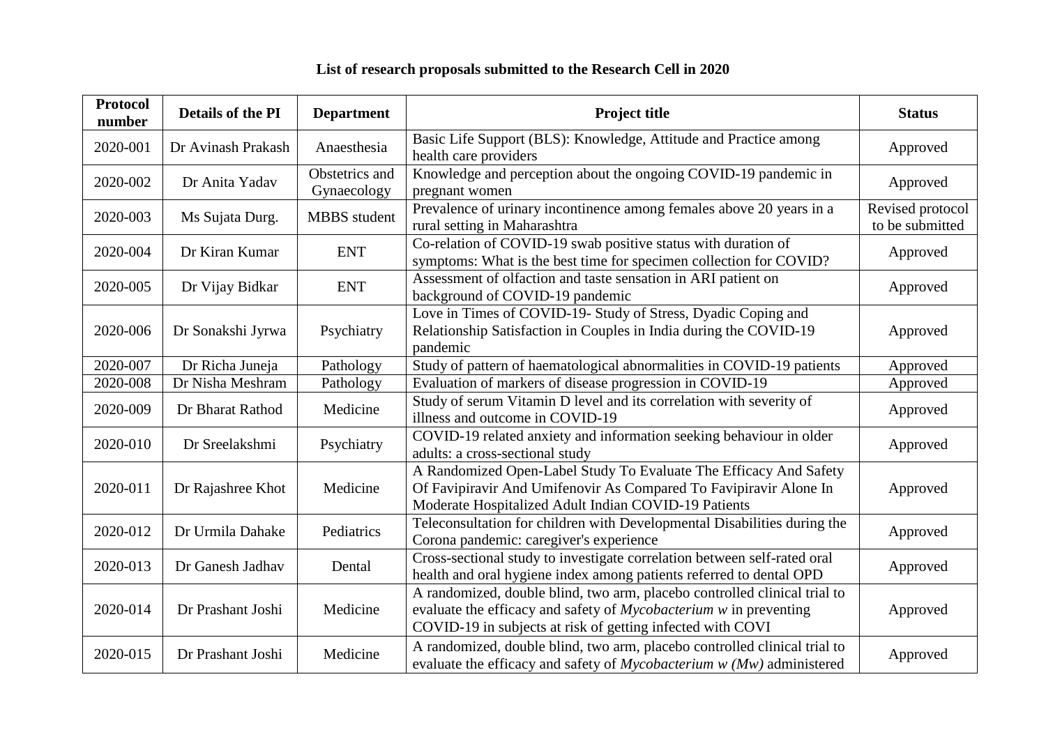**List of research proposals submitted to the Research Cell in 2020**

| Protocol number | Details of the PI | Department | Project title | Status |
|---|---|---|---|---|
| 2020-001 | Dr Avinash Prakash | Anaesthesia | Basic Life Support (BLS): Knowledge, Attitude and Practice among health care providers | Approved |
| 2020-002 | Dr Anita Yadav | Obstetrics and Gynaecology | Knowledge and perception about the ongoing COVID-19 pandemic in pregnant women | Approved |
| 2020-003 | Ms Sujata Durg. | MBBS student | Prevalence of urinary incontinence among females above 20 years in a rural setting in Maharashtra | Revised protocol to be submitted |
| 2020-004 | Dr Kiran Kumar | ENT | Co-relation of COVID-19 swab positive status with duration of symptoms: What is the best time for specimen collection for COVID? | Approved |
| 2020-005 | Dr Vijay Bidkar | ENT | Assessment of olfaction and taste sensation in ARI patient on background of COVID-19 pandemic | Approved |
| 2020-006 | Dr Sonakshi Jyrwa | Psychiatry | Love in Times of COVID-19- Study of Stress, Dyadic Coping and Relationship Satisfaction in Couples in India during the COVID-19 pandemic | Approved |
| 2020-007 | Dr Richa Juneja | Pathology | Study of pattern of haematological abnormalities in COVID-19 patients | Approved |
| 2020-008 | Dr Nisha Meshram | Pathology | Evaluation of markers of disease progression in COVID-19 | Approved |
| 2020-009 | Dr Bharat Rathod | Medicine | Study of serum Vitamin D level and its correlation with severity of illness and outcome in COVID-19 | Approved |
| 2020-010 | Dr Sreelakshmi | Psychiatry | COVID-19 related anxiety and information seeking behaviour in older adults: a cross-sectional study | Approved |
| 2020-011 | Dr Rajashree Khot | Medicine | A Randomized Open-Label Study To Evaluate The Efficacy And Safety Of Favipiravir And Umifenovir As Compared To Favipiravir Alone In Moderate Hospitalized Adult Indian COVID-19 Patients | Approved |
| 2020-012 | Dr Urmila Dahake | Pediatrics | Teleconsultation for children with Developmental Disabilities during the Corona pandemic: caregiver's experience | Approved |
| 2020-013 | Dr Ganesh Jadhav | Dental | Cross-sectional study to investigate correlation between self-rated oral health and oral hygiene index among patients referred to dental OPD | Approved |
| 2020-014 | Dr Prashant Joshi | Medicine | A randomized, double blind, two arm, placebo controlled clinical trial to evaluate the efficacy and safety of *Mycobacterium w* in preventing COVID-19 in subjects at risk of getting infected with COVI | Approved |
| 2020-015 | Dr Prashant Joshi | Medicine | A randomized, double blind, two arm, placebo controlled clinical trial to evaluate the efficacy and safety of *Mycobacterium w (Mw)* administered | Approved |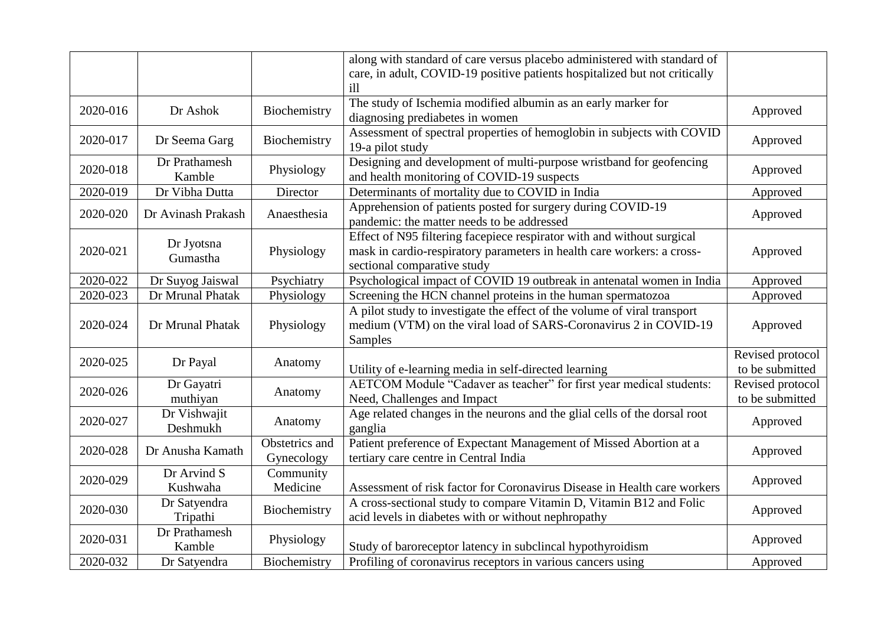| | | | | |
|---|---|---|---|---|
| | | | along with standard of care versus placebo administered with standard of care, in adult, COVID-19 positive patients hospitalized but not critically ill | |
| 2020-016 | Dr Ashok | Biochemistry | The study of Ischemia modified albumin as an early marker for diagnosing prediabetes in women | Approved |
| 2020-017 | Dr Seema Garg | Biochemistry | Assessment of spectral properties of hemoglobin in subjects with COVID 19-a pilot study | Approved |
| 2020-018 | Dr Prathamesh Kamble | Physiology | Designing and development of multi-purpose wristband for geofencing and health monitoring of COVID-19 suspects | Approved |
| 2020-019 | Dr Vibha Dutta | Director | Determinants of mortality due to COVID in India | Approved |
| 2020-020 | Dr Avinash Prakash | Anaesthesia | Apprehension of patients posted for surgery during COVID-19 pandemic: the matter needs to be addressed | Approved |
| 2020-021 | Dr Jyotsna Gumastha | Physiology | Effect of N95 filtering facepiece respirator with and without surgical mask in cardio-respiratory parameters in health care workers: a cross-sectional comparative study | Approved |
| 2020-022 | Dr Suyog Jaiswal | Psychiatry | Psychological impact of COVID 19 outbreak in antenatal women in India | Approved |
| 2020-023 | Dr Mrunal Phatak | Physiology | Screening the HCN channel proteins in the human spermatozoa | Approved |
| 2020-024 | Dr Mrunal Phatak | Physiology | A pilot study to investigate the effect of the volume of viral transport medium (VTM) on the viral load of SARS-Coronavirus 2 in COVID-19 Samples | Approved |
| 2020-025 | Dr Payal | Anatomy | Utility of e-learning media in self-directed learning | Revised protocol to be submitted |
| 2020-026 | Dr Gayatri muthiyan | Anatomy | AETCOM Module "Cadaver as teacher" for first year medical students: Need, Challenges and Impact | Revised protocol to be submitted |
| 2020-027 | Dr Vishwajit Deshmukh | Anatomy | Age related changes in the neurons and the glial cells of the dorsal root ganglia | Approved |
| 2020-028 | Dr Anusha Kamath | Obstetrics and Gynecology | Patient preference of Expectant Management of Missed Abortion at a tertiary care centre in Central India | Approved |
| 2020-029 | Dr Arvind S Kushwaha | Community Medicine | Assessment of risk factor for Coronavirus Disease in Health care workers | Approved |
| 2020-030 | Dr Satyendra Tripathi | Biochemistry | A cross-sectional study to compare Vitamin D, Vitamin B12 and Folic acid levels in diabetes with or without nephropathy | Approved |
| 2020-031 | Dr Prathamesh Kamble | Physiology | Study of baroreceptor latency in subclincal hypothyroidism | Approved |
| 2020-032 | Dr Satyendra | Biochemistry | Profiling of coronavirus receptors in various cancers using | Approved |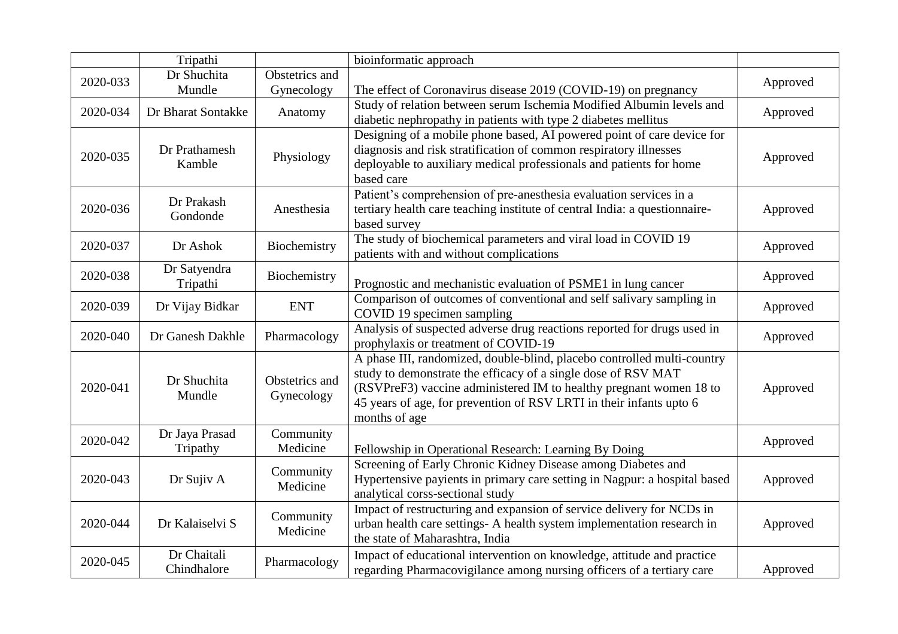|  | Tripathi |  | bioinformatic approach |  |
|---|---|---|---|---|
| 2020-033 | Dr Shuchita Mundle | Obstetrics and Gynecology | The effect of Coronavirus disease 2019 (COVID-19) on pregnancy | Approved |
| 2020-034 | Dr Bharat Sontakke | Anatomy | Study of relation between serum Ischemia Modified Albumin levels and diabetic nephropathy in patients with type 2 diabetes mellitus | Approved |
| 2020-035 | Dr Prathamesh Kamble | Physiology | Designing of a mobile phone based, AI powered point of care device for diagnosis and risk stratification of common respiratory illnesses deployable to auxiliary medical professionals and patients for home based care | Approved |
| 2020-036 | Dr Prakash Gondonde | Anesthesia | Patient's comprehension of pre-anesthesia evaluation services in a tertiary health care teaching institute of central India: a questionnaire-based survey | Approved |
| 2020-037 | Dr Ashok | Biochemistry | The study of biochemical parameters and viral load in COVID 19 patients with and without complications | Approved |
| 2020-038 | Dr Satyendra Tripathi | Biochemistry | Prognostic and mechanistic evaluation of PSME1 in lung cancer | Approved |
| 2020-039 | Dr Vijay Bidkar | ENT | Comparison of outcomes of conventional and self salivary sampling in COVID 19 specimen sampling | Approved |
| 2020-040 | Dr Ganesh Dakhle | Pharmacology | Analysis of suspected adverse drug reactions reported for drugs used in prophylaxis or treatment of COVID-19 | Approved |
| 2020-041 | Dr Shuchita Mundle | Obstetrics and Gynecology | A phase III, randomized, double-blind, placebo controlled multi-country study to demonstrate the efficacy of a single dose of RSV MAT (RSVPreF3) vaccine administered IM to healthy pregnant women 18 to 45 years of age, for prevention of RSV LRTI in their infants upto 6 months of age | Approved |
| 2020-042 | Dr Jaya Prasad Tripathy | Community Medicine | Fellowship in Operational Research: Learning By Doing | Approved |
| 2020-043 | Dr Sujiv A | Community Medicine | Screening of Early Chronic Kidney Disease among Diabetes and Hypertensive payients in primary care setting in Nagpur: a hospital based analytical corss-sectional study | Approved |
| 2020-044 | Dr Kalaiselvi S | Community Medicine | Impact of restructuring and expansion of service delivery for NCDs in urban health care settings- A health system implementation research in the state of Maharashtra, India | Approved |
| 2020-045 | Dr Chaitali Chindhalore | Pharmacology | Impact of educational intervention on knowledge, attitude and practice regarding Pharmacovigilance among nursing officers of a tertiary care | Approved |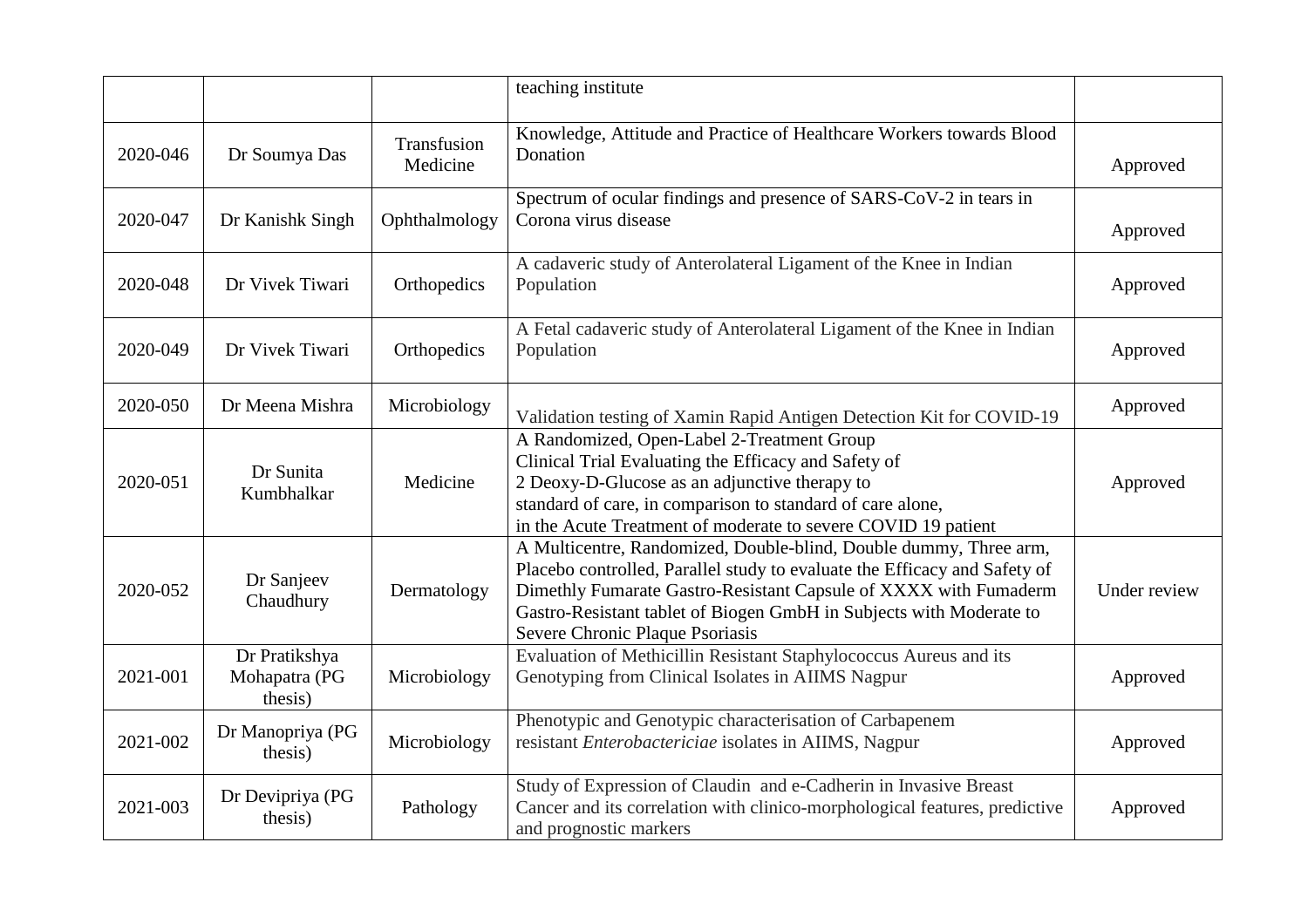|  |  |  | teaching institute |  |
|---|---|---|---|---|
| 2020-046 | Dr Soumya Das | Transfusion Medicine | Knowledge, Attitude and Practice of Healthcare Workers towards Blood Donation | Approved |
| 2020-047 | Dr Kanishk Singh | Ophthalmology | Spectrum of ocular findings and presence of SARS-CoV-2 in tears in Corona virus disease | Approved |
| 2020-048 | Dr Vivek Tiwari | Orthopedics | A cadaveric study of Anterolateral Ligament of the Knee in Indian Population | Approved |
| 2020-049 | Dr Vivek Tiwari | Orthopedics | A Fetal cadaveric study of Anterolateral Ligament of the Knee in Indian Population | Approved |
| 2020-050 | Dr Meena Mishra | Microbiology | Validation testing of Xamin Rapid Antigen Detection Kit for COVID-19 | Approved |
| 2020-051 | Dr Sunita Kumbhalkar | Medicine | A Randomized, Open-Label 2-Treatment Group Clinical Trial Evaluating the Efficacy and Safety of 2 Deoxy-D-Glucose as an adjunctive therapy to standard of care, in comparison to standard of care alone, in the Acute Treatment of moderate to severe COVID 19 patient | Approved |
| 2020-052 | Dr Sanjeev Chaudhury | Dermatology | A Multicentre, Randomized, Double-blind, Double dummy, Three arm, Placebo controlled, Parallel study to evaluate the Efficacy and Safety of Dimethly Fumarate Gastro-Resistant Capsule of XXXX with Fumaderm Gastro-Resistant tablet of Biogen GmbH in Subjects with Moderate to Severe Chronic Plaque Psoriasis | Under review |
| 2021-001 | Dr Pratikshya Mohapatra (PG thesis) | Microbiology | Evaluation of Methicillin Resistant Staphylococcus Aureus and its Genotyping from Clinical Isolates in AIIMS Nagpur | Approved |
| 2021-002 | Dr Manopriya (PG thesis) | Microbiology | Phenotypic and Genotypic characterisation of Carbapenem resistant *Enterobactericiae* isolates in AIIMS, Nagpur | Approved |
| 2021-003 | Dr Devipriya (PG thesis) | Pathology | Study of Expression of Claudin  and e-Cadherin in Invasive Breast Cancer and its correlation with clinico-morphological features, predictive and prognostic markers | Approved |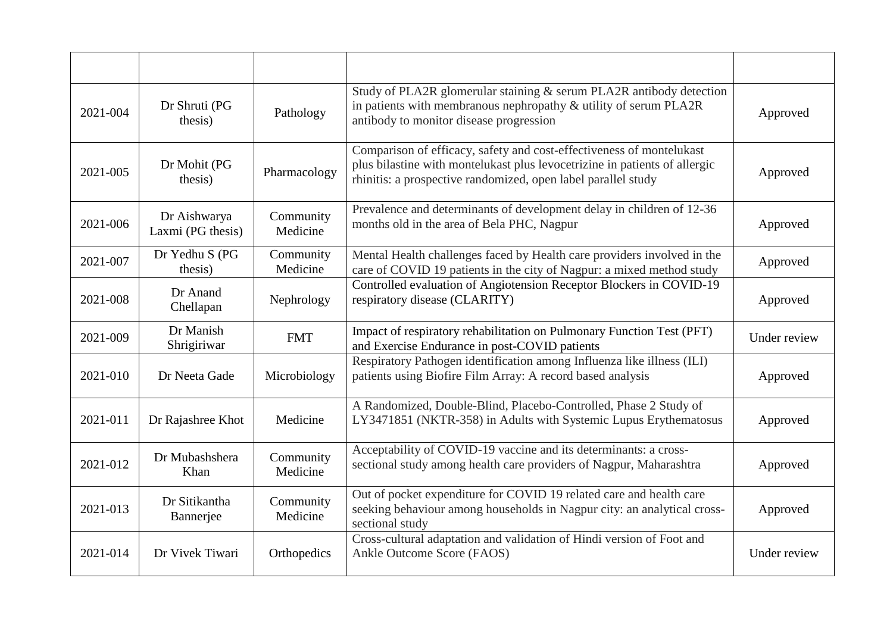| | | | | |
|---|---|---|---|---|
| 2021-004 | Dr Shruti (PG thesis) | Pathology | Study of PLA2R glomerular staining & serum PLA2R antibody detection in patients with membranous nephropathy & utility of serum PLA2R antibody to monitor disease progression | Approved |
| 2021-005 | Dr Mohit (PG thesis) | Pharmacology | Comparison of efficacy, safety and cost-effectiveness of montelukast plus bilastine with montelukast plus levocetrizine in patients of allergic rhinitis: a prospective randomized, open label parallel study | Approved |
| 2021-006 | Dr Aishwarya Laxmi (PG thesis) | Community Medicine | Prevalence and determinants of development delay in children of 12-36 months old in the area of Bela PHC, Nagpur | Approved |
| 2021-007 | Dr Yedhu S (PG thesis) | Community Medicine | Mental Health challenges faced by Health care providers involved in the care of COVID 19 patients in the city of Nagpur: a mixed method study | Approved |
| 2021-008 | Dr Anand Chellapan | Nephrology | Controlled evaluation of Angiotension Receptor Blockers in COVID-19 respiratory disease (CLARITY) | Approved |
| 2021-009 | Dr Manish Shrigiriwar | FMT | Impact of respiratory rehabilitation on Pulmonary Function Test (PFT) and Exercise Endurance in post-COVID patients | Under review |
| 2021-010 | Dr Neeta Gade | Microbiology | Respiratory Pathogen identification among Influenza like illness (ILI) patients using Biofire Film Array: A record based analysis | Approved |
| 2021-011 | Dr Rajashree Khot | Medicine | A Randomized, Double-Blind, Placebo-Controlled, Phase 2 Study of LY3471851 (NKTR-358) in Adults with Systemic Lupus Erythematosus | Approved |
| 2021-012 | Dr Mubashshera Khan | Community Medicine | Acceptability of COVID-19 vaccine and its determinants: a cross-sectional study among health care providers of Nagpur, Maharashtra | Approved |
| 2021-013 | Dr Sitikantha Bannerjee | Community Medicine | Out of pocket expenditure for COVID 19 related care and health care seeking behaviour among households in Nagpur city: an analytical cross-sectional study | Approved |
| 2021-014 | Dr Vivek Tiwari | Orthopedics | Cross-cultural adaptation and validation of Hindi version of Foot and Ankle Outcome Score (FAOS) | Under review |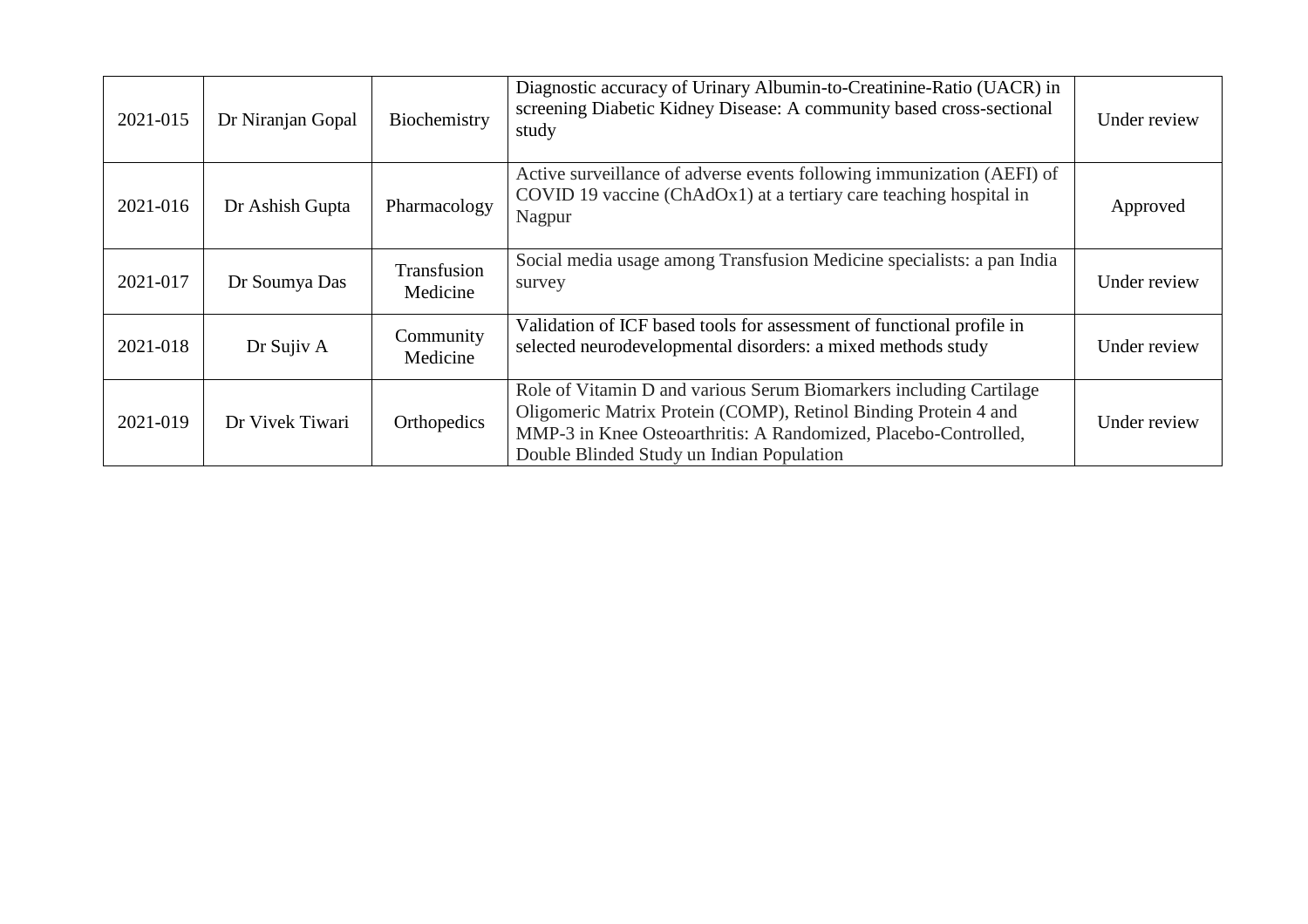| 2021-015 | Dr Niranjan Gopal | Biochemistry | Diagnostic accuracy of Urinary Albumin-to-Creatinine-Ratio (UACR) in screening Diabetic Kidney Disease: A community based cross-sectional study | Under review |
|---|---|---|---|---|
| 2021-016 | Dr Ashish Gupta | Pharmacology | Active surveillance of adverse events following immunization (AEFI) of COVID 19 vaccine (ChAdOx1) at a tertiary care teaching hospital in Nagpur | Approved |
| 2021-017 | Dr Soumya Das | Transfusion Medicine | Social media usage among Transfusion Medicine specialists: a pan India survey | Under review |
| 2021-018 | Dr Sujiv A | Community Medicine | Validation of ICF based tools for assessment of functional profile in selected neurodevelopmental disorders: a mixed methods study | Under review |
| 2021-019 | Dr Vivek Tiwari | Orthopedics | Role of Vitamin D and various Serum Biomarkers including Cartilage Oligomeric Matrix Protein (COMP), Retinol Binding Protein 4 and MMP-3 in Knee Osteoarthritis: A Randomized, Placebo-Controlled, Double Blinded Study un Indian Population | Under review |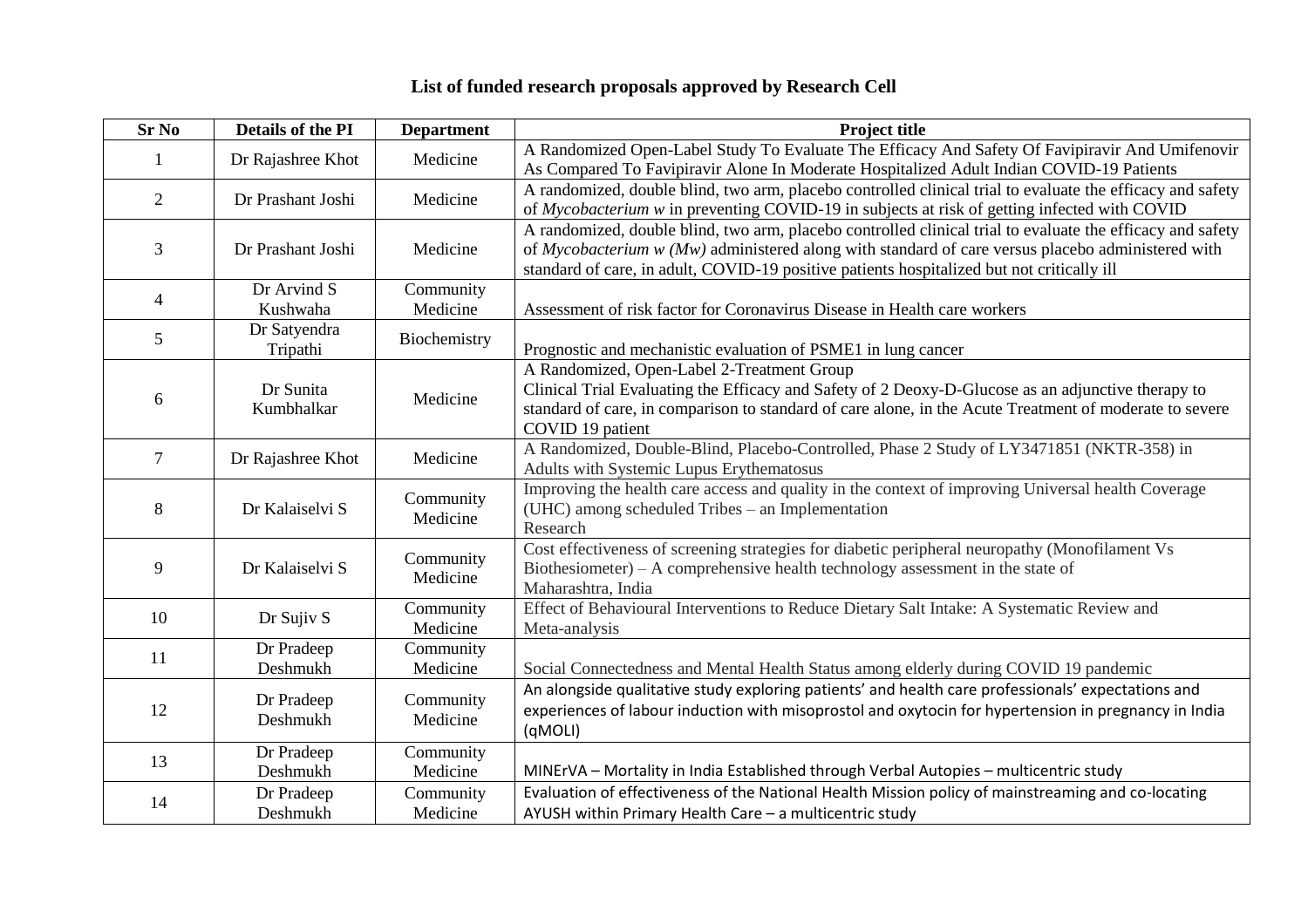## List of funded research proposals approved by Research Cell

| Sr No | Details of the PI | Department | Project title |
|---|---|---|---|
| 1 | Dr Rajashree Khot | Medicine | A Randomized Open-Label Study To Evaluate The Efficacy And Safety Of Favipiravir And Umifenovir As Compared To Favipiravir Alone In Moderate Hospitalized Adult Indian COVID-19 Patients |
| 2 | Dr Prashant Joshi | Medicine | A randomized, double blind, two arm, placebo controlled clinical trial to evaluate the efficacy and safety of *Mycobacterium w* in preventing COVID-19 in subjects at risk of getting infected with COVID |
| 3 | Dr Prashant Joshi | Medicine | A randomized, double blind, two arm, placebo controlled clinical trial to evaluate the efficacy and safety of *Mycobacterium w (Mw)* administered along with standard of care versus placebo administered with standard of care, in adult, COVID-19 positive patients hospitalized but not critically ill |
| 4 | Dr Arvind S Kushwaha | Community Medicine | Assessment of risk factor for Coronavirus Disease in Health care workers |
| 5 | Dr Satyendra Tripathi | Biochemistry | Prognostic and mechanistic evaluation of PSME1 in lung cancer |
| 6 | Dr Sunita Kumbhalkar | Medicine | A Randomized, Open-Label 2-Treatment Group Clinical Trial Evaluating the Efficacy and Safety of 2 Deoxy-D-Glucose as an adjunctive therapy to standard of care, in comparison to standard of care alone, in the Acute Treatment of moderate to severe COVID 19 patient |
| 7 | Dr Rajashree Khot | Medicine | A Randomized, Double-Blind, Placebo-Controlled, Phase 2 Study of LY3471851 (NKTR-358) in Adults with Systemic Lupus Erythematosus |
| 8 | Dr Kalaiselvi S | Community Medicine | Improving the health care access and quality in the context of improving Universal health Coverage (UHC) among scheduled Tribes – an Implementation Research |
| 9 | Dr Kalaiselvi S | Community Medicine | Cost effectiveness of screening strategies for diabetic peripheral neuropathy (Monofilament Vs Biothesiometer) – A comprehensive health technology assessment in the state of Maharashtra, India |
| 10 | Dr Sujiv S | Community Medicine | Effect of Behavioural Interventions to Reduce Dietary Salt Intake: A Systematic Review and Meta-analysis |
| 11 | Dr Pradeep Deshmukh | Community Medicine | Social Connectedness and Mental Health Status among elderly during COVID 19 pandemic |
| 12 | Dr Pradeep Deshmukh | Community Medicine | An alongside qualitative study exploring patients' and health care professionals' expectations and experiences of labour induction with misoprostol and oxytocin for hypertension in pregnancy in India (qMOLI) |
| 13 | Dr Pradeep Deshmukh | Community Medicine | MINErVA – Mortality in India Established through Verbal Autopies – multicentric study |
| 14 | Dr Pradeep Deshmukh | Community Medicine | Evaluation of effectiveness of the National Health Mission policy of mainstreaming and co-locating AYUSH within Primary Health Care – a multicentric study |